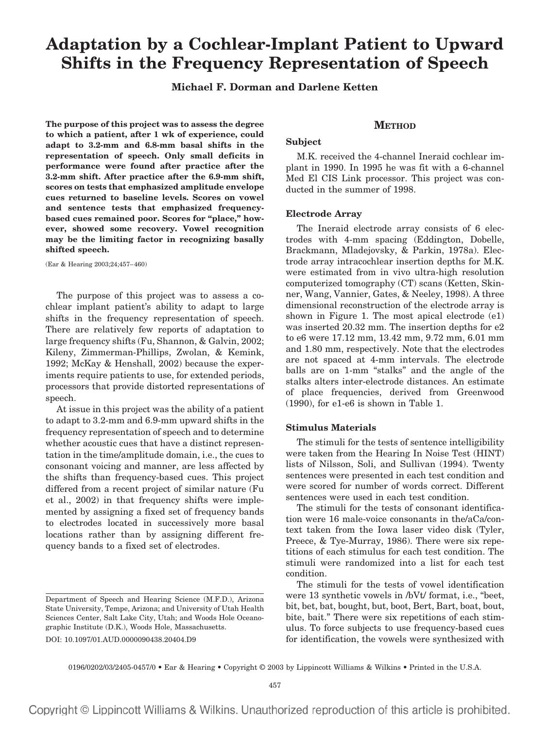# Adaptation by a Cochlear-Implant Patient to Upward Shifts in the Frequency Representation of Speech

**Michael F. Dorman and Darlene Ketten**

**The purpose of this project was to assess the degree to which a patient, after 1 wk of experience, could adapt to 3.2-mm and 6.8-mm basal shifts in the representation of speech. Only small deficits in performance were found after practice after the 3.2-mm shift. After practice after the 6.9-mm shift, scores on tests that emphasized amplitude envelope cues returned to baseline levels. Scores on vowel and sentence tests that emphasized frequency-based cues remained poor. Scores for "place," however, showed some recovery. Vowel recognition may be the limiting factor in recognizing basally shifted speech.**

(Ear & Hearing 2003;24;457–460)

The purpose of this project was to assess a cochlear implant patient's ability to adapt to large shifts in the frequency representation of speech. There are relatively few reports of adaptation to large frequency shifts (Fu, Shannon, & Galvin, 2002; Kileny, Zimmerman-Phillips, Zwolan, & Kemink, 1992; McKay & Henshall, 2002) because the experiments require patients to use, for extended periods, processors that provide distorted representations of speech.

At issue in this project was the ability of a patient to adapt to 3.2-mm and 6.9-mm upward shifts in the frequency representation of speech and to determine whether acoustic cues that have a distinct representation in the time/amplitude domain, i.e., the cues to consonant voicing and manner, are less affected by the shifts than frequency-based cues. This project differed from a recent project of similar nature (Fu et al., 2002) in that frequency shifts were implemented by assigning a fixed set of frequency bands to electrodes located in successively more basal locations rather than by assigning different frequency bands to a fixed set of electrodes.

Department of Speech and Hearing Science (M.F.D.), Arizona State University, Tempe, Arizona; and University of Utah Health Sciences Center, Salt Lake City, Utah; and Woods Hole Oceanographic Institute (D.K.), Woods Hole, Massachusetts.

DOI: 10.1097/01.AUD.0000090438.20404.D9

## METHOD

### Subject

M.K. received the 4-channel Ineraid cochlear implant in 1990. In 1995 he was fit with a 6-channel Med El CIS Link processor. This project was conducted in the summer of 1998.

### Electrode Array

The Ineraid electrode array consists of 6 electrodes with 4-mm spacing (Eddington, Dobelle, Brackmann, Mladejovsky, & Parkin, 1978a). Electrode array intracochlear insertion depths for M.K. were estimated from in vivo ultra-high resolution computerized tomography (CT) scans (Ketten, Skinner, Wang, Vannier, Gates, & Neeley, 1998). A three dimensional reconstruction of the electrode array is shown in Figure 1. The most apical electrode (e1) was inserted 20.32 mm. The insertion depths for e2 to e6 were 17.12 mm, 13.42 mm, 9.72 mm, 6.01 mm and 1.80 mm, respectively. Note that the electrodes are not spaced at 4-mm intervals. The electrode balls are on 1-mm "stalks" and the angle of the stalks alters inter-electrode distances. An estimate of place frequencies, derived from Greenwood (1990), for e1-e6 is shown in Table 1.

### Stimulus Materials

The stimuli for the tests of sentence intelligibility were taken from the Hearing In Noise Test (HINT) lists of Nilsson, Soli, and Sullivan (1994). Twenty sentences were presented in each test condition and were scored for number of words correct. Different sentences were used in each test condition.

The stimuli for the tests of consonant identification were 16 male-voice consonants in the/aCa/context taken from the Iowa laser video disk (Tyler, Preece, & Tye-Murray, 1986). There were six repetitions of each stimulus for each test condition. The stimuli were randomized into a list for each test condition.

The stimuli for the tests of vowel identification were 13 synthetic vowels in /bVt/ format, i.e., "beet, bit, bet, bat, bought, but, boot, Bert, Bart, boat, bout, bite, bait." There were six repetitions of each stimulus. To force subjects to use frequency-based cues for identification, the vowels were synthesized with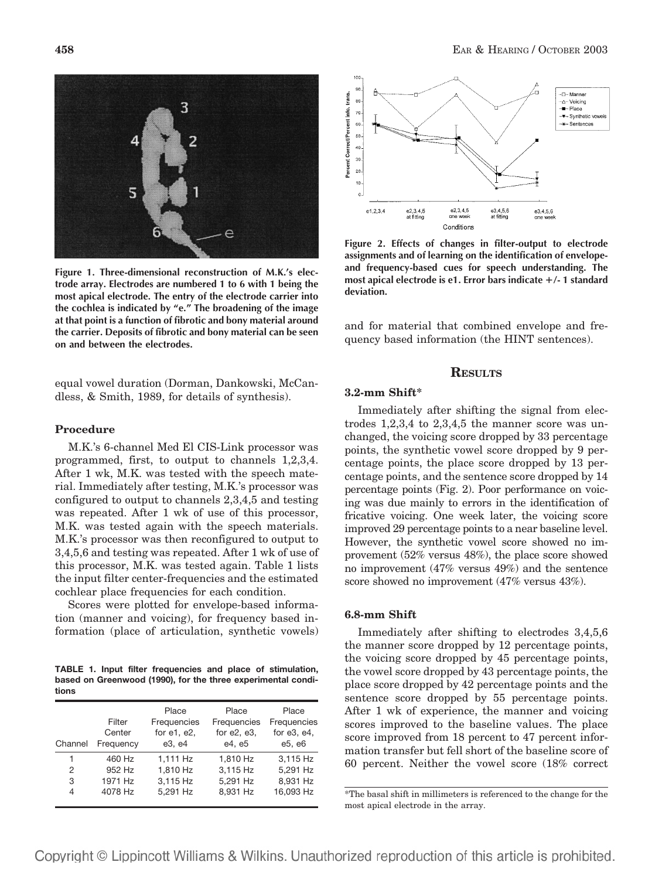Figure 1. Three-dimensional reconstruction of M.K.'s electrode array. Electrodes are numbered 1 to 6 with 1 being the most apical electrode. The entry of the electrode carrier into the cochlea is indicated by "e." The broadening of the image at that point is a function of fibrotic and bony material around the carrier. Deposits of fibrotic and bony material can be seen on and between the electrodes.

equal vowel duration (Dorman, Dankowski, McCandless, & Smith, 1989, for details of synthesis).

### Procedure

M.K.'s 6-channel Med El CIS-Link processor was programmed, first, to output to channels 1,2,3,4. After 1 wk, M.K. was tested with the speech material. Immediately after testing, M.K.'s processor was configured to output to channels 2,3,4,5 and testing was repeated. After 1 wk of use of this processor, M.K. was tested again with the speech materials. M.K.'s processor was then reconfigured to output to 3,4,5,6 and testing was repeated. After 1 wk of use of this processor, M.K. was tested again. Table 1 lists the input filter center-frequencies and the estimated cochlear place frequencies for each condition.

Scores were plotted for envelope-based information (manner and voicing), for frequency based information (place of articulation, synthetic vowels) and for material that combined envelope and frequency based information (the HINT sentences).

**TABLE 1. Input filter frequencies and place of stimulation, based on Greenwood (1990), for the three experimental conditions**

| Channel | Filter Center Frequency | Place Frequencies for e1, e2, e3, e4 | Place Frequencies for e2, e3, e4, e5 | Place Frequencies for e3, e4, e5, e6 |
|---|---|---|---|---|
| 1 | 460 Hz | 1,111 Hz | 1,810 Hz | 3,115 Hz |
| 2 | 952 Hz | 1,810 Hz | 3,115 Hz | 5,291 Hz |
| 3 | 1971 Hz | 3,115 Hz | 5,291 Hz | 8,931 Hz |
| 4 | 4078 Hz | 5,291 Hz | 8,931 Hz | 16,093 Hz |

Figure 2. Effects of changes in filter-output to electrode assignments and of learning on the identification of envelope- and frequency-based cues for speech understanding. The most apical electrode is e1. Error bars indicate +/- 1 standard deviation.

## RESULTS

### 3.2-mm Shift*

Immediately after shifting the signal from electrodes 1,2,3,4 to 2,3,4,5 the manner score was unchanged, the voicing score dropped by 33 percentage points, the synthetic vowel score dropped by 9 percentage points, the place score dropped by 13 percentage points, and the sentence score dropped by 14 percentage points (Fig. 2). Poor performance on voicing was due mainly to errors in the identification of fricative voicing. One week later, the voicing score improved 29 percentage points to a near baseline level. However, the synthetic vowel score showed no improvement (52% versus 48%), the place score showed no improvement (47% versus 49%) and the sentence score showed no improvement (47% versus 43%).

### 6.8-mm Shift

Immediately after shifting to electrodes 3,4,5,6 the manner score dropped by 12 percentage points, the voicing score dropped by 45 percentage points, the vowel score dropped by 43 percentage points, the place score dropped by 42 percentage points and the sentence score dropped by 55 percentage points. After 1 wk of experience, the manner and voicing scores improved to the baseline values. The place score improved from 18 percent to 47 percent information transfer but fell short of the baseline score of 60 percent. Neither the vowel score (18% correct

*The basal shift in millimeters is referenced to the change for the most apical electrode in the array.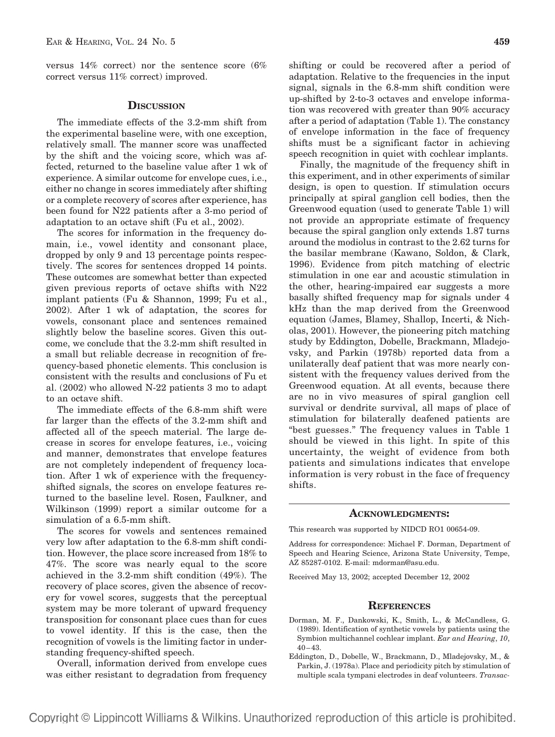versus 14% correct) nor the sentence score (6% correct versus 11% correct) improved.

## DISCUSSION

The immediate effects of the 3.2-mm shift from the experimental baseline were, with one exception, relatively small. The manner score was unaffected by the shift and the voicing score, which was affected, returned to the baseline value after 1 wk of experience. A similar outcome for envelope cues, i.e., either no change in scores immediately after shifting or a complete recovery of scores after experience, has been found for N22 patients after a 3-mo period of adaptation to an octave shift (Fu et al., 2002).

The scores for information in the frequency domain, i.e., vowel identity and consonant place, dropped by only 9 and 13 percentage points respectively. The scores for sentences dropped 14 points. These outcomes are somewhat better than expected given previous reports of octave shifts with N22 implant patients (Fu & Shannon, 1999; Fu et al., 2002). After 1 wk of adaptation, the scores for vowels, consonant place and sentences remained slightly below the baseline scores. Given this outcome, we conclude that the 3.2-mm shift resulted in a small but reliable decrease in recognition of frequency-based phonetic elements. This conclusion is consistent with the results and conclusions of Fu et al. (2002) who allowed N-22 patients 3 mo to adapt to an octave shift.

The immediate effects of the 6.8-mm shift were far larger than the effects of the 3.2-mm shift and affected all of the speech material. The large decrease in scores for envelope features, i.e., voicing and manner, demonstrates that envelope features are not completely independent of frequency location. After 1 wk of experience with the frequency-shifted signals, the scores on envelope features returned to the baseline level. Rosen, Faulkner, and Wilkinson (1999) report a similar outcome for a simulation of a 6.5-mm shift.

The scores for vowels and sentences remained very low after adaptation to the 6.8-mm shift condition. However, the place score increased from 18% to 47%. The score was nearly equal to the score achieved in the 3.2-mm shift condition (49%). The recovery of place scores, given the absence of recovery for vowel scores, suggests that the perceptual system may be more tolerant of upward frequency transposition for consonant place cues than for cues to vowel identity. If this is the case, then the recognition of vowels is the limiting factor in understanding frequency-shifted speech.

Overall, information derived from envelope cues was either resistant to degradation from frequency shifting or could be recovered after a period of adaptation. Relative to the frequencies in the input signal, signals in the 6.8-mm shift condition were up-shifted by 2-to-3 octaves and envelope information was recovered with greater than 90% accuracy after a period of adaptation (Table 1). The constancy of envelope information in the face of frequency shifts must be a significant factor in achieving speech recognition in quiet with cochlear implants.

Finally, the magnitude of the frequency shift in this experiment, and in other experiments of similar design, is open to question. If stimulation occurs principally at spiral ganglion cell bodies, then the Greenwood equation (used to generate Table 1) will not provide an appropriate estimate of frequency because the spiral ganglion only extends 1.87 turns around the modiolus in contrast to the 2.62 turns for the basilar membrane (Kawano, Soldon, & Clark, 1996). Evidence from pitch matching of electric stimulation in one ear and acoustic stimulation in the other, hearing-impaired ear suggests a more basally shifted frequency map for signals under 4 kHz than the map derived from the Greenwood equation (James, Blamey, Shallop, Incerti, & Nicholas, 2001). However, the pioneering pitch matching study by Eddington, Dobelle, Brackmann, Mladejovsky, and Parkin (1978b) reported data from a unilaterally deaf patient that was more nearly consistent with the frequency values derived from the Greenwood equation. At all events, because there are no in vivo measures of spiral ganglion cell survival or dendrite survival, all maps of place of stimulation for bilaterally deafened patients are "best guesses." The frequency values in Table 1 should be viewed in this light. In spite of this uncertainty, the weight of evidence from both patients and simulations indicates that envelope information is very robust in the face of frequency shifts.

## ACKNOWLEDGMENTS:

This research was supported by NIDCD RO1 00654-09.

Address for correspondence: Michael F. Dorman, Department of Speech and Hearing Science, Arizona State University, Tempe, AZ 85287-0102. E-mail: mdorman@asu.edu.

Received May 13, 2002; accepted December 12, 2002

## REFERENCES

Dorman, M. F., Dankowski, K., Smith, L., & McCandless, G. (1989). Identification of synthetic vowels by patients using the Symbion multichannel cochlear implant. *Ear and Hearing*, *10*, 40–43.

Eddington, D., Dobelle, W., Brackmann, D., Mladejovsky, M., & Parkin, J. (1978a). Place and periodicity pitch by stimulation of multiple scala tympani electrodes in deaf volunteers. *Transac-*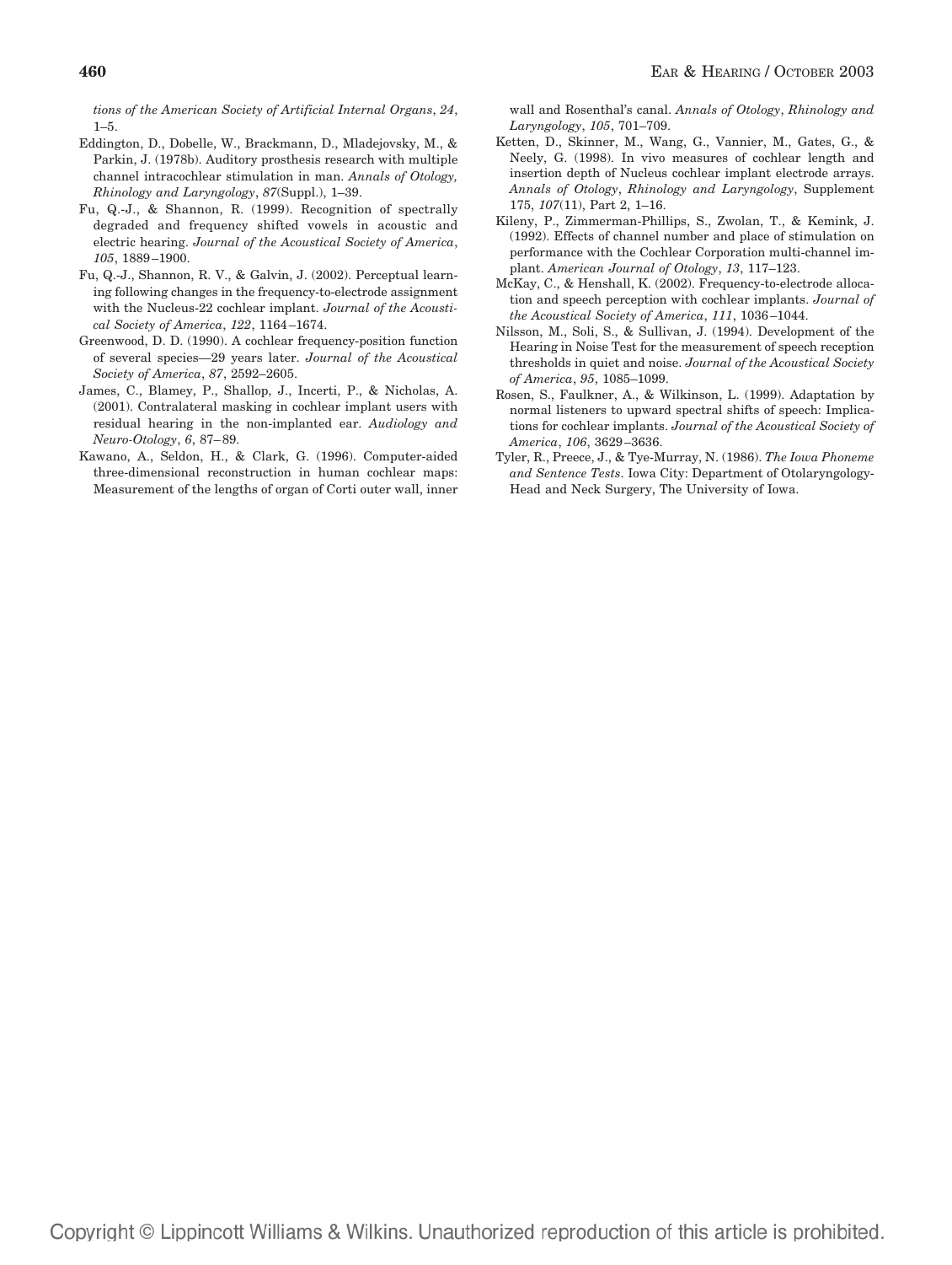*tions of the American Society of Artificial Internal Organs*, *24*, 1–5.

Eddington, D., Dobelle, W., Brackmann, D., Mladejovsky, M., & Parkin, J. (1978b). Auditory prosthesis research with multiple channel intracochlear stimulation in man. *Annals of Otology, Rhinology and Laryngology*, *87*(Suppl.), 1–39.

Fu, Q.-J., & Shannon, R. (1999). Recognition of spectrally degraded and frequency shifted vowels in acoustic and electric hearing. *Journal of the Acoustical Society of America*, *105*, 1889–1900.

Fu, Q.-J., Shannon, R. V., & Galvin, J. (2002). Perceptual learning following changes in the frequency-to-electrode assignment with the Nucleus-22 cochlear implant. *Journal of the Acoustical Society of America*, *122*, 1164–1674.

Greenwood, D. D. (1990). A cochlear frequency-position function of several species—29 years later. *Journal of the Acoustical Society of America*, *87*, 2592–2605.

James, C., Blamey, P., Shallop, J., Incerti, P., & Nicholas, A. (2001). Contralateral masking in cochlear implant users with residual hearing in the non-implanted ear. *Audiology and Neuro-Otology*, *6*, 87–89.

Kawano, A., Seldon, H., & Clark, G. (1996). Computer-aided three-dimensional reconstruction in human cochlear maps: Measurement of the lengths of organ of Corti outer wall, inner wall and Rosenthal's canal. *Annals of Otology, Rhinology and Laryngology*, *105*, 701–709.

Ketten, D., Skinner, M., Wang, G., Vannier, M., Gates, G., & Neely, G. (1998). In vivo measures of cochlear length and insertion depth of Nucleus cochlear implant electrode arrays. *Annals of Otology, Rhinology and Laryngology*, Supplement 175, *107*(11), Part 2, 1–16.

Kileny, P., Zimmerman-Phillips, S., Zwolan, T., & Kemink, J. (1992). Effects of channel number and place of stimulation on performance with the Cochlear Corporation multi-channel implant. *American Journal of Otology*, *13*, 117–123.

McKay, C., & Henshall, K. (2002). Frequency-to-electrode allocation and speech perception with cochlear implants. *Journal of the Acoustical Society of America*, *111*, 1036–1044.

Nilsson, M., Soli, S., & Sullivan, J. (1994). Development of the Hearing in Noise Test for the measurement of speech reception thresholds in quiet and noise. *Journal of the Acoustical Society of America*, *95*, 1085–1099.

Rosen, S., Faulkner, A., & Wilkinson, L. (1999). Adaptation by normal listeners to upward spectral shifts of speech: Implications for cochlear implants. *Journal of the Acoustical Society of America*, *106*, 3629–3636.

Tyler, R., Preece, J., & Tye-Murray, N. (1986). *The Iowa Phoneme and Sentence Tests*. Iowa City: Department of Otolaryngology-Head and Neck Surgery, The University of Iowa.

Copyright © Lippincott Williams & Wilkins. Unauthorized reproduction of this article is prohibited.